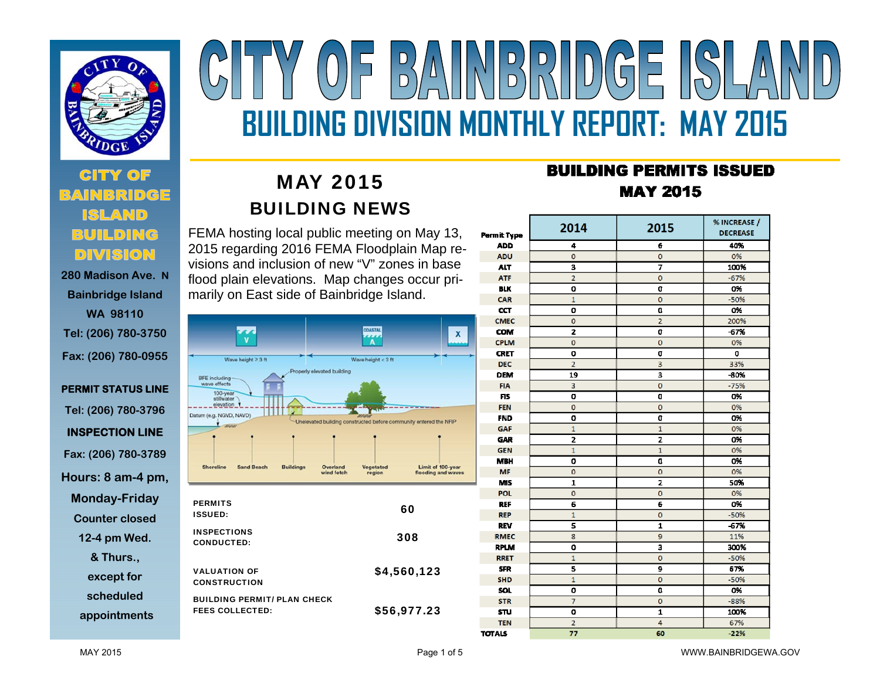# CITY OF BAINBRIDGE ISLAND

## BUILDING DIVISION MONTHLY REPORT: MAY 2015

**CITY OF BAINBRIDGE ISLAND BUILDING DIVISION**

280 Madison Ave. N
Bainbridge Island
WA 98110
Tel: (206) 780-3750
Fax: (206) 780-0955

**PERMIT STATUS LINE**
Tel: (206) 780-3796

**INSPECTION LINE**
Fax: (206) 780-3789

Hours: 8 am-4 pm, Monday-Friday
Counter closed 12-4 pm Wed. & Thurs., except for scheduled appointments

## MAY 2015 BUILDING NEWS

FEMA hosting local public meeting on May 13, 2015 regarding 2016 FEMA Floodplain Map revisions and inclusion of new "V" zones in base flood plain elevations. Map changes occur primarily on East side of Bainbridge Island.

| | |
|---|---|
| PERMITS ISSUED: | 60 |
| INSPECTIONS CONDUCTED: | 308 |
| VALUATION OF CONSTRUCTION | $4,560,123 |
| BUILDING PERMIT/ PLAN CHECK FEES COLLECTED: | $56,977.23 |

## BUILDING PERMITS ISSUED MAY 2015

| Permit Type | 2014 | 2015 | % INCREASE / DECREASE |
|---|---|---|---|
| ADD | 4 | 6 | 40% |
| ADU | 0 | 0 | 0% |
| ALT | 3 | 7 | 100% |
| ATF | 2 | 0 | -67% |
| BLK | 0 | 0 | 0% |
| CAR | 1 | 0 | -50% |
| CCT | 0 | 0 | 0% |
| CMEC | 0 | 2 | 200% |
| COM | 2 | 0 | -67% |
| CPLM | 0 | 0 | 0% |
| CRET | 0 | 0 | 0 |
| DEC | 2 | 3 | 33% |
| DEM | 19 | 3 | -80% |
| FIA | 3 | 0 | -75% |
| FIS | 0 | 0 | 0% |
| FEN | 0 | 0 | 0% |
| FND | 0 | 0 | 0% |
| GAF | 1 | 1 | 0% |
| GAR | 2 | 2 | 0% |
| GEN | 1 | 1 | 0% |
| MBH | 0 | 0 | 0% |
| MF | 0 | 0 | 0% |
| MIS | 1 | 2 | 50% |
| POL | 0 | 0 | 0% |
| REF | 6 | 6 | 0% |
| REP | 1 | 0 | -50% |
| REV | 5 | 1 | -67% |
| RMEC | 8 | 9 | 11% |
| RPLM | 0 | 3 | 300% |
| RRET | 1 | 0 | -50% |
| SFR | 5 | 9 | 67% |
| SHD | 1 | 0 | -50% |
| SOL | 0 | 0 | 0% |
| STR | 7 | 0 | -88% |
| STU | 0 | 1 | 100% |
| TEN | 2 | 4 | 67% |
| TOTALS | 77 | 60 | -22% |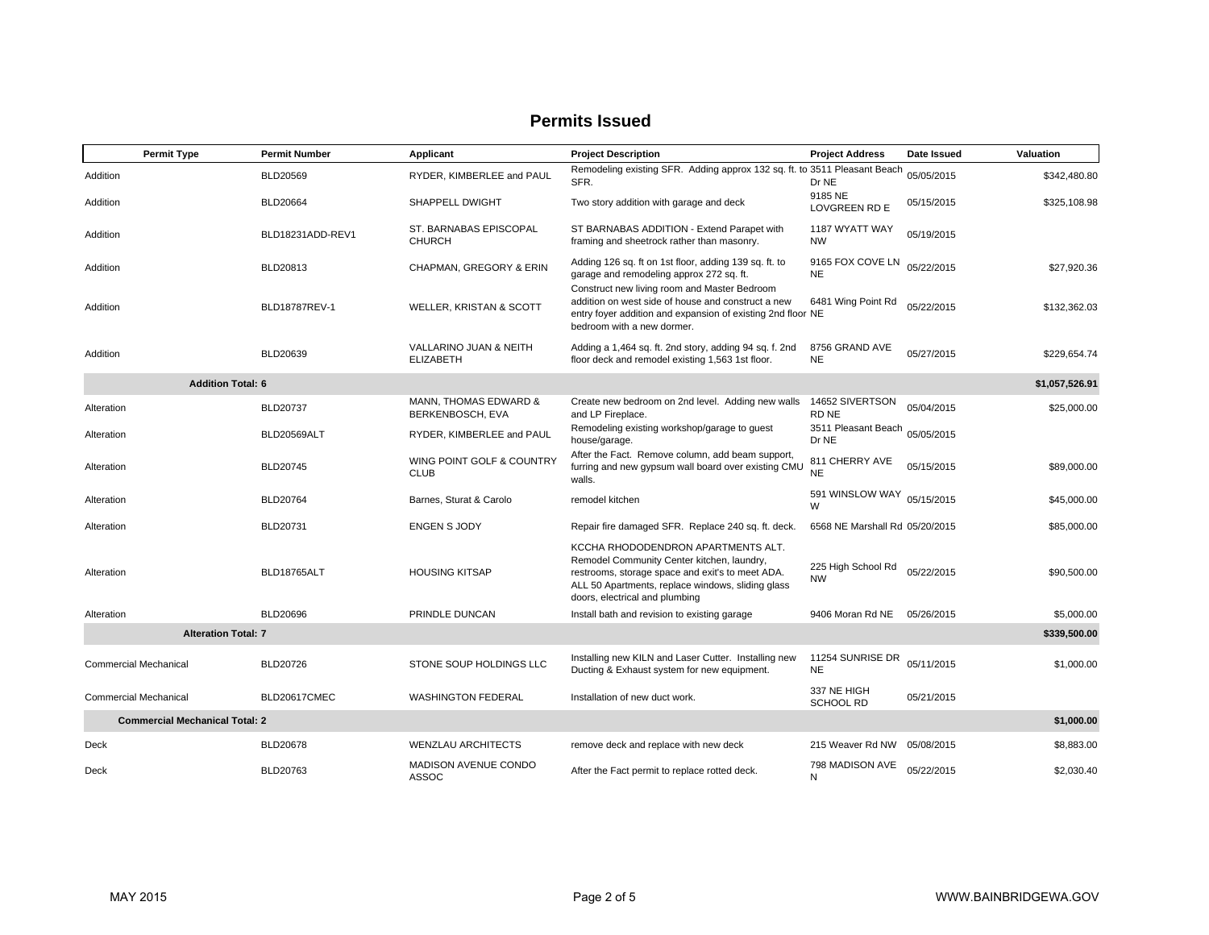# Permits Issued

| Permit Type | Permit Number | Applicant | Project Description | Project Address | Date Issued | Valuation |
|---|---|---|---|---|---|---|
| Addition | BLD20569 | RYDER, KIMBERLEE and PAUL | Remodeling existing SFR. Adding approx 132 sq. ft. to SFR. | 3511 Pleasant Beach Dr NE | 05/05/2015 | $342,480.80 |
| Addition | BLD20664 | SHAPPELL DWIGHT | Two story addition with garage and deck | 9185 NE LOVGREEN RD E | 05/15/2015 | $325,108.98 |
| Addition | BLD18231ADD-REV1 | ST. BARNABAS EPISCOPAL CHURCH | ST BARNABAS ADDITION - Extend Parapet with framing and sheetrock rather than masonry. | 1187 WYATT WAY NW | 05/19/2015 | |
| Addition | BLD20813 | CHAPMAN, GREGORY & ERIN | Adding 126 sq. ft on 1st floor, adding 139 sq. ft. to garage and remodeling approx 272 sq. ft. | 9165 FOX COVE LN NE | 05/22/2015 | $27,920.36 |
| Addition | BLD18787REV-1 | WELLER, KRISTAN & SCOTT | Construct new living room and Master Bedroom addition on west side of house and construct a new entry foyer addition and expansion of existing 2nd floor bedroom with a new dormer. | 6481 Wing Point Rd NE | 05/22/2015 | $132,362.03 |
| Addition | BLD20639 | VALLARINO JUAN & NEITH ELIZABETH | Adding a 1,464 sq. ft. 2nd story, adding 94 sq. f. 2nd floor deck and remodel existing 1,563 1st floor. | 8756 GRAND AVE NE | 05/27/2015 | $229,654.74 |
| **Addition Total: 6** | | | | | | **$1,057,526.91** |
| Alteration | BLD20737 | MANN, THOMAS EDWARD & BERKENBOSCH, EVA | Create new bedroom on 2nd level. Adding new walls and LP Fireplace. | 14652 SIVERTSON RD NE | 05/04/2015 | $25,000.00 |
| Alteration | BLD20569ALT | RYDER, KIMBERLEE and PAUL | Remodeling existing workshop/garage to guest house/garage. | 3511 Pleasant Beach Dr NE | 05/05/2015 | |
| Alteration | BLD20745 | WING POINT GOLF & COUNTRY CLUB | After the Fact. Remove column, add beam support, furring and new gypsum wall board over existing CMU walls. | 811 CHERRY AVE NE | 05/15/2015 | $89,000.00 |
| Alteration | BLD20764 | Barnes, Sturat & Carolo | remodel kitchen | 591 WINSLOW WAY W | 05/15/2015 | $45,000.00 |
| Alteration | BLD20731 | ENGEN S JODY | Repair fire damaged SFR. Replace 240 sq. ft. deck. | 6568 NE Marshall Rd | 05/20/2015 | $85,000.00 |
| Alteration | BLD18765ALT | HOUSING KITSAP | KCCHA RHODODENDRON APARTMENTS ALT. Remodel Community Center kitchen, laundry, restrooms, storage space and exit's to meet ADA. ALL 50 Apartments, replace windows, sliding glass doors, electrical and plumbing | 225 High School Rd NW | 05/22/2015 | $90,500.00 |
| Alteration | BLD20696 | PRINDLE DUNCAN | Install bath and revision to existing garage | 9406 Moran Rd NE | 05/26/2015 | $5,000.00 |
| **Alteration Total: 7** | | | | | | **$339,500.00** |
| Commercial Mechanical | BLD20726 | STONE SOUP HOLDINGS LLC | Installing new KILN and Laser Cutter. Installing new Ducting & Exhaust system for new equipment. | 11254 SUNRISE DR NE | 05/11/2015 | $1,000.00 |
| Commercial Mechanical | BLD20617CMEC | WASHINGTON FEDERAL | Installation of new duct work. | 337 NE HIGH SCHOOL RD | 05/21/2015 | |
| **Commercial Mechanical Total: 2** | | | | | | **$1,000.00** |
| Deck | BLD20678 | WENZLAU ARCHITECTS | remove deck and replace with new deck | 215 Weaver Rd NW | 05/08/2015 | $8,883.00 |
| Deck | BLD20763 | MADISON AVENUE CONDO ASSOC | After the Fact permit to replace rotted deck. | 798 MADISON AVE N | 05/22/2015 | $2,030.40 |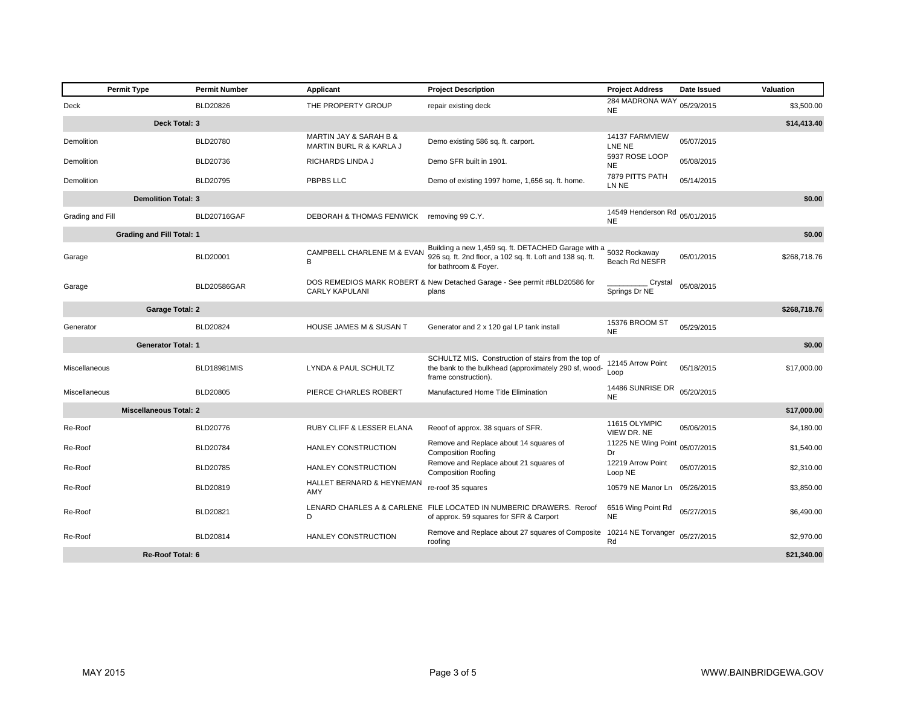| Permit Type | Permit Number | Applicant | Project Description | Project Address | Date Issued | Valuation |
|---|---|---|---|---|---|---|
| Deck | BLD20826 | THE PROPERTY GROUP | repair existing deck | 284 MADRONA WAY NE | 05/29/2015 | $3,500.00 |
| **Deck Total: 3** | | | | | | **$14,413.40** |
| Demolition | BLD20780 | MARTIN JAY & SARAH B & MARTIN BURL R & KARLA J | Demo existing 586 sq. ft. carport. | 14137 FARMVIEW LNE NE | 05/07/2015 | |
| Demolition | BLD20736 | RICHARDS LINDA J | Demo SFR built in 1901. | 5937 ROSE LOOP NE | 05/08/2015 | |
| Demolition | BLD20795 | PBPBS LLC | Demo of existing 1997 home, 1,656 sq. ft. home. | 7879 PITTS PATH LN NE | 05/14/2015 | |
| **Demolition Total: 3** | | | | | | **$0.00** |
| Grading and Fill | BLD20716GAF | DEBORAH & THOMAS FENWICK | removing 99 C.Y. | 14549 Henderson Rd NE | 05/01/2015 | |
| **Grading and Fill Total: 1** | | | | | | **$0.00** |
| Garage | BLD20001 | CAMPBELL CHARLENE M & EVAN B | Building a new 1,459 sq. ft. DETACHED Garage with a 926 sq. ft. 2nd floor, a 102 sq. ft. Loft and 138 sq. ft. for bathroom & Foyer. | 5032 Rockaway Beach Rd NESFR | 05/01/2015 | $268,718.76 |
| Garage | BLD20586GAR | DOS REMEDIOS MARK ROBERT & CARLY KAPULANI | New Detached Garage - See permit #BLD20586 for plans | __________ Crystal Springs Dr NE | 05/08/2015 | |
| **Garage Total: 2** | | | | | | **$268,718.76** |
| Generator | BLD20824 | HOUSE JAMES M & SUSAN T | Generator and 2 x 120 gal LP tank install | 15376 BROOM ST NE | 05/29/2015 | |
| **Generator Total: 1** | | | | | | **$0.00** |
| Miscellaneous | BLD18981MIS | LYNDA & PAUL SCHULTZ | SCHULTZ MIS. Construction of stairs from the top of the bank to the bulkhead (approximately 290 sf, wood-frame construction). | 12145 Arrow Point Loop | 05/18/2015 | $17,000.00 |
| Miscellaneous | BLD20805 | PIERCE CHARLES ROBERT | Manufactured Home Title Elimination | 14486 SUNRISE DR NE | 05/20/2015 | |
| **Miscellaneous Total: 2** | | | | | | **$17,000.00** |
| Re-Roof | BLD20776 | RUBY CLIFF & LESSER ELANA | Reoof of approx. 38 squars of SFR. | 11615 OLYMPIC VIEW DR. NE | 05/06/2015 | $4,180.00 |
| Re-Roof | BLD20784 | HANLEY CONSTRUCTION | Remove and Replace about 14 squares of Composition Roofing | 11225 NE Wing Point Dr | 05/07/2015 | $1,540.00 |
| Re-Roof | BLD20785 | HANLEY CONSTRUCTION | Remove and Replace about 21 squares of Composition Roofing | 12219 Arrow Point Loop NE | 05/07/2015 | $2,310.00 |
| Re-Roof | BLD20819 | HALLET BERNARD & HEYNEMAN AMY | re-roof 35 squares | 10579 NE Manor Ln | 05/26/2015 | $3,850.00 |
| Re-Roof | BLD20821 | LENARD CHARLES A & CARLENE D | FILE LOCATED IN NUMBERIC DRAWERS. Reroof of approx. 59 squares for SFR & Carport | 6516 Wing Point Rd NE | 05/27/2015 | $6,490.00 |
| Re-Roof | BLD20814 | HANLEY CONSTRUCTION | Remove and Replace about 27 squares of Composite roofing | 10214 NE Torvanger Rd | 05/27/2015 | $2,970.00 |
| **Re-Roof Total: 6** | | | | | | **$21,340.00** |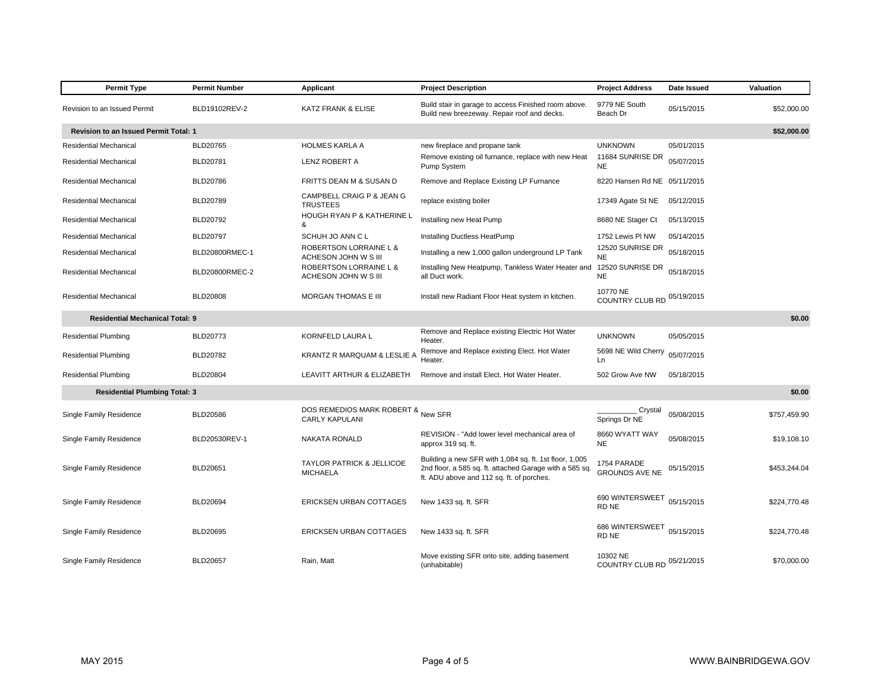| Permit Type | Permit Number | Applicant | Project Description | Project Address | Date Issued | Valuation |
|---|---|---|---|---|---|---|
| Revision to an Issued Permit | BLD19102REV-2 | KATZ FRANK & ELISE | Build stair in garage to access Finished room above. Build new breezeway. Repair roof and decks. | 9779 NE South Beach Dr | 05/15/2015 | $52,000.00 |
| **Revision to an Issued Permit Total: 1** | | | | | | **$52,000.00** |
| Residential Mechanical | BLD20765 | HOLMES KARLA A | new fireplace and propane tank | UNKNOWN | 05/01/2015 | |
| Residential Mechanical | BLD20781 | LENZ ROBERT A | Remove existing oil furnance, replace with new Heat Pump System | 11684 SUNRISE DR NE | 05/07/2015 | |
| Residential Mechanical | BLD20786 | FRITTS DEAN M & SUSAN D | Remove and Replace Existing LP Furnance | 8220 Hansen Rd NE | 05/11/2015 | |
| Residential Mechanical | BLD20789 | CAMPBELL CRAIG P & JEAN G TRUSTEES | replace existing boiler | 17349 Agate St NE | 05/12/2015 | |
| Residential Mechanical | BLD20792 | HOUGH RYAN P & KATHERINE L & | Installing new Heat Pump | 8680 NE Stager Ct | 05/13/2015 | |
| Residential Mechanical | BLD20797 | SCHUH JO ANN C L | Installing Ductless HeatPump | 1752 Lewis Pl NW | 05/14/2015 | |
| Residential Mechanical | BLD20800RMEC-1 | ROBERTSON LORRAINE L & ACHESON JOHN W S III | Installing a new 1,000 gallon underground LP Tank | 12520 SUNRISE DR NE | 05/18/2015 | |
| Residential Mechanical | BLD20800RMEC-2 | ROBERTSON LORRAINE L & ACHESON JOHN W S III | Installing New Heatpump, Tankless Water Heater and all Duct work. | 12520 SUNRISE DR NE | 05/18/2015 | |
| Residential Mechanical | BLD20808 | MORGAN THOMAS E III | Install new Radiant Floor Heat system in kitchen. | 10770 NE COUNTRY CLUB RD | 05/19/2015 | |
| **Residential Mechanical Total: 9** | | | | | | **$0.00** |
| Residential Plumbing | BLD20773 | KORNFELD LAURA L | Remove and Replace existing Electric Hot Water Heater. | UNKNOWN | 05/05/2015 | |
| Residential Plumbing | BLD20782 | KRANTZ R MARQUAM & LESLIE A | Remove and Replace existing Elect. Hot Water Heater. | 5698 NE Wild Cherry Ln | 05/07/2015 | |
| Residential Plumbing | BLD20804 | LEAVITT ARTHUR & ELIZABETH | Remove and install Elect. Hot Water Heater. | 502 Grow Ave NW | 05/18/2015 | |
| **Residential Plumbing Total: 3** | | | | | | **$0.00** |
| Single Family Residence | BLD20586 | DOS REMEDIOS MARK ROBERT & CARLY KAPULANI | New SFR | __________ Crystal Springs Dr NE | 05/08/2015 | $757,459.90 |
| Single Family Residence | BLD20530REV-1 | NAKATA RONALD | REVISION - "Add lower level mechanical area of approx 319 sq. ft. | 8660 WYATT WAY NE | 05/08/2015 | $19,108.10 |
| Single Family Residence | BLD20651 | TAYLOR PATRICK & JELLICOE MICHAELA | Building a new SFR with 1,084 sq. ft. 1st floor, 1,005 2nd floor, a 585 sq. ft. attached Garage with a 585 sq. ft. ADU above and 112 sq. ft. of porches. | 1754 PARADE GROUNDS AVE NE | 05/15/2015 | $453,244.04 |
| Single Family Residence | BLD20694 | ERICKSEN URBAN COTTAGES | New 1433 sq. ft. SFR | 690 WINTERSWEET RD NE | 05/15/2015 | $224,770.48 |
| Single Family Residence | BLD20695 | ERICKSEN URBAN COTTAGES | New 1433 sq. ft. SFR | 686 WINTERSWEET RD NE | 05/15/2015 | $224,770.48 |
| Single Family Residence | BLD20657 | Rain, Matt | Move existing SFR onto site, adding basement (unhabitable) | 10302 NE COUNTRY CLUB RD | 05/21/2015 | $70,000.00 |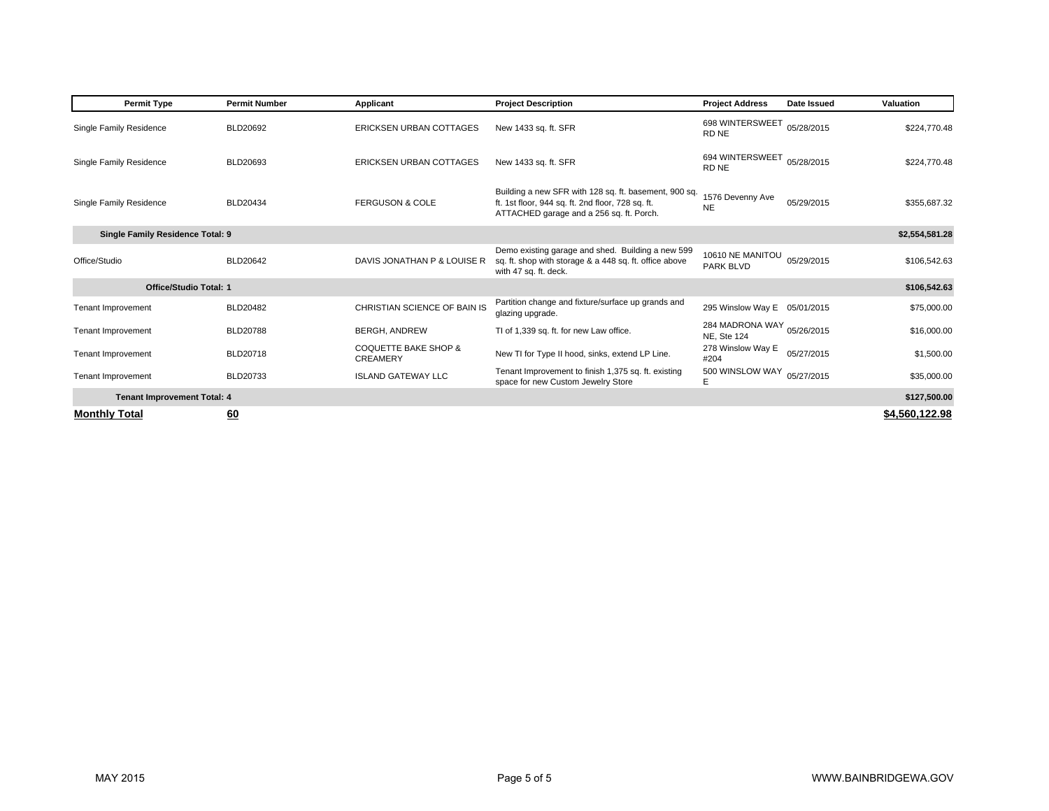| Permit Type | Permit Number | Applicant | Project Description | Project Address | Date Issued | Valuation |
|---|---|---|---|---|---|---|
| Single Family Residence | BLD20692 | ERICKSEN URBAN COTTAGES | New 1433 sq. ft. SFR | 698 WINTERSWEET RD NE | 05/28/2015 | $224,770.48 |
| Single Family Residence | BLD20693 | ERICKSEN URBAN COTTAGES | New 1433 sq. ft. SFR | 694 WINTERSWEET RD NE | 05/28/2015 | $224,770.48 |
| Single Family Residence | BLD20434 | FERGUSON & COLE | Building a new SFR with 128 sq. ft. basement, 900 sq. ft. 1st floor, 944 sq. ft. 2nd floor, 728 sq. ft. ATTACHED garage and a 256 sq. ft. Porch. | 1576 Devenny Ave NE | 05/29/2015 | $355,687.32 |
| **Single Family Residence Total: 9** | | | | | | **$2,554,581.28** |
| Office/Studio | BLD20642 | DAVIS JONATHAN P & LOUISE R | Demo existing garage and shed. Building a new 599 sq. ft. shop with storage & a 448 sq. ft. office above with 47 sq. ft. deck. | 10610 NE MANITOU PARK BLVD | 05/29/2015 | $106,542.63 |
| **Office/Studio Total: 1** | | | | | | **$106,542.63** |
| Tenant Improvement | BLD20482 | CHRISTIAN SCIENCE OF BAIN IS | Partition change and fixture/surface up grands and glazing upgrade. | 295 Winslow Way E | 05/01/2015 | $75,000.00 |
| Tenant Improvement | BLD20788 | BERGH, ANDREW | TI of 1,339 sq. ft. for new Law office. | 284 MADRONA WAY NE, Ste 124 | 05/26/2015 | $16,000.00 |
| Tenant Improvement | BLD20718 | COQUETTE BAKE SHOP & CREAMERY | New TI for Type II hood, sinks, extend LP Line. | 278 Winslow Way E #204 | 05/27/2015 | $1,500.00 |
| Tenant Improvement | BLD20733 | ISLAND GATEWAY LLC | Tenant Improvement to finish 1,375 sq. ft. existing space for new Custom Jewelry Store | 500 WINSLOW WAY E | 05/27/2015 | $35,000.00 |
| **Tenant Improvement Total: 4** | | | | | | **$127,500.00** |
| **Monthly Total** | **60** | | | | | **$4,560,122.98** |

MAY 2015 WWW.BAINBRIDGEWA.GOV